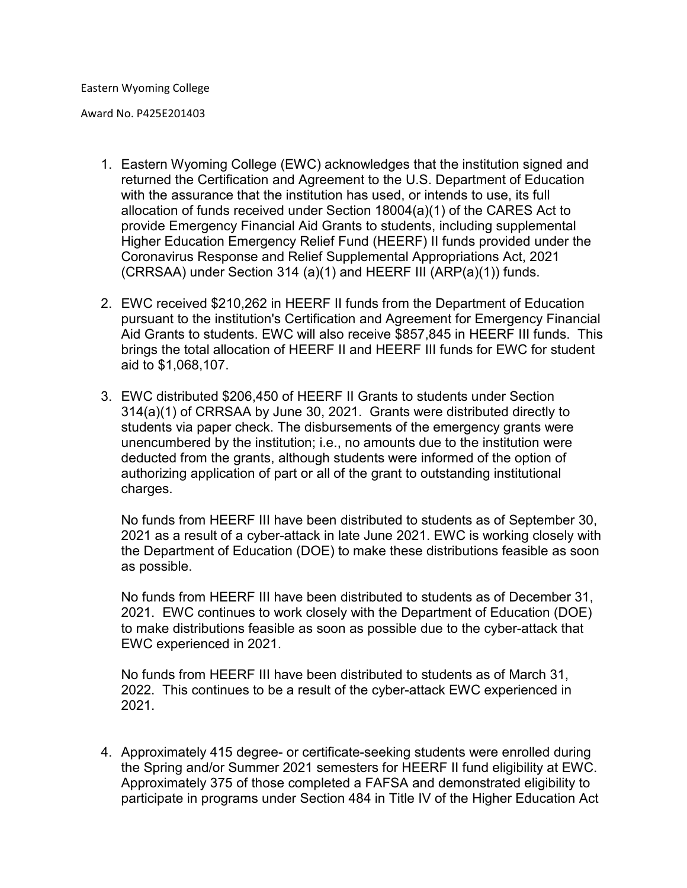Eastern Wyoming College

Award No. P425E201403

1. Eastern Wyoming College (EWC) acknowledges that the institution signed and returned the Certification and Agreement to the U.S. Department of Education with the assurance that the institution has used, or intends to use, its full allocation of funds received under Section 18004(a)(1) of the CARES Act to provide Emergency Financial Aid Grants to students, including supplemental Higher Education Emergency Relief Fund (HEERF) II funds provided under the Coronavirus Response and Relief Supplemental Appropriations Act, 2021 (CRRSAA) under Section 314 (a)(1) and HEERF III (ARP(a)(1)) funds.

2. EWC received $210,262 in HEERF II funds from the Department of Education pursuant to the institution's Certification and Agreement for Emergency Financial Aid Grants to students. EWC will also receive $857,845 in HEERF III funds. This brings the total allocation of HEERF II and HEERF III funds for EWC for student aid to $1,068,107.

3. EWC distributed $206,450 of HEERF II Grants to students under Section 314(a)(1) of CRRSAA by June 30, 2021. Grants were distributed directly to students via paper check. The disbursements of the emergency grants were unencumbered by the institution; i.e., no amounts due to the institution were deducted from the grants, although students were informed of the option of authorizing application of part or all of the grant to outstanding institutional charges.

   No funds from HEERF III have been distributed to students as of September 30, 2021 as a result of a cyber-attack in late June 2021. EWC is working closely with the Department of Education (DOE) to make these distributions feasible as soon as possible.

   No funds from HEERF III have been distributed to students as of December 31, 2021. EWC continues to work closely with the Department of Education (DOE) to make distributions feasible as soon as possible due to the cyber-attack that EWC experienced in 2021.

   No funds from HEERF III have been distributed to students as of March 31, 2022. This continues to be a result of the cyber-attack EWC experienced in 2021.

4. Approximately 415 degree- or certificate-seeking students were enrolled during the Spring and/or Summer 2021 semesters for HEERF II fund eligibility at EWC. Approximately 375 of those completed a FAFSA and demonstrated eligibility to participate in programs under Section 484 in Title IV of the Higher Education Act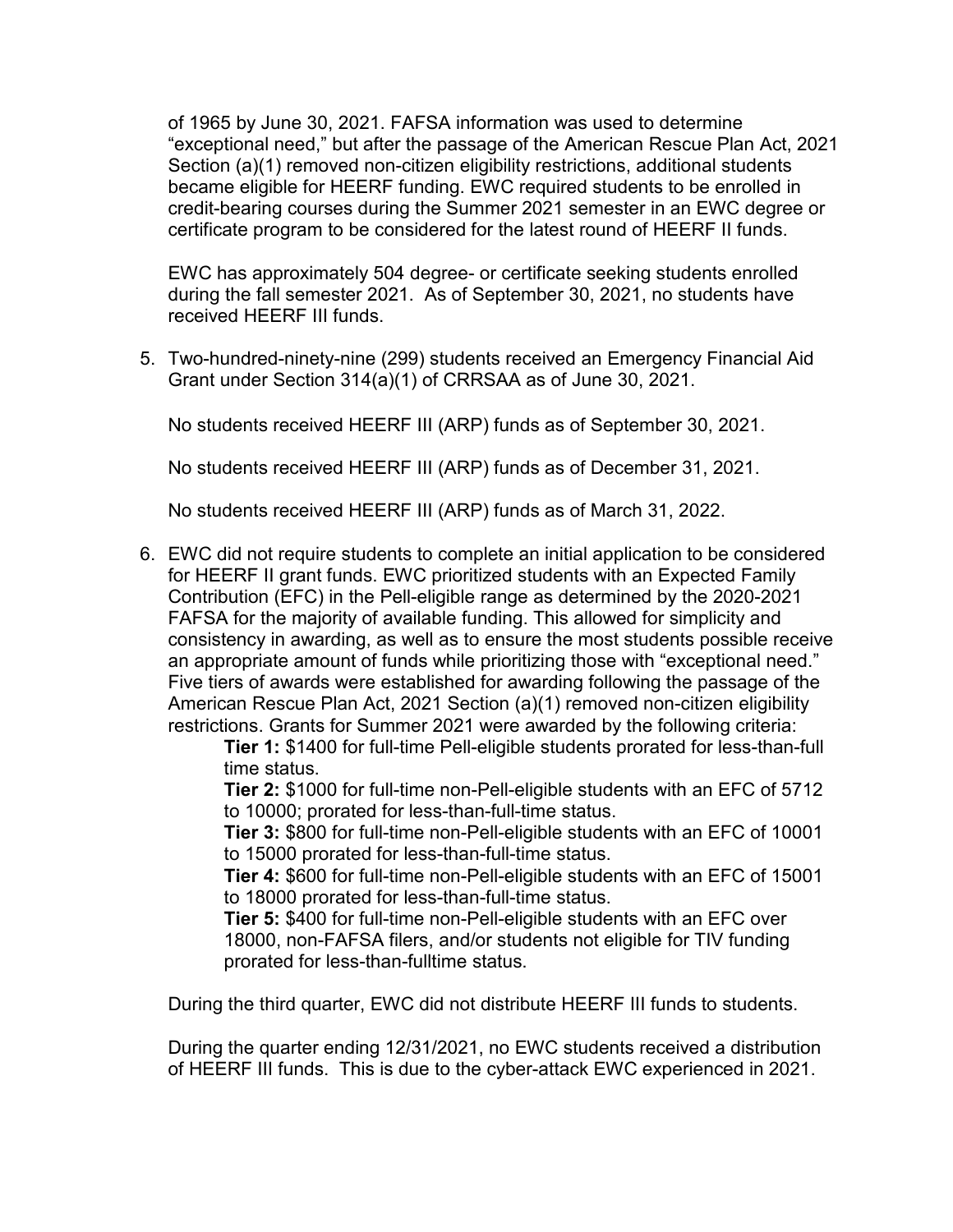of 1965 by June 30, 2021. FAFSA information was used to determine "exceptional need," but after the passage of the American Rescue Plan Act, 2021 Section (a)(1) removed non-citizen eligibility restrictions, additional students became eligible for HEERF funding. EWC required students to be enrolled in credit-bearing courses during the Summer 2021 semester in an EWC degree or certificate program to be considered for the latest round of HEERF II funds.

EWC has approximately 504 degree- or certificate seeking students enrolled during the fall semester 2021. As of September 30, 2021, no students have received HEERF III funds.

5. Two-hundred-ninety-nine (299) students received an Emergency Financial Aid Grant under Section 314(a)(1) of CRRSAA as of June 30, 2021.

   No students received HEERF III (ARP) funds as of September 30, 2021.

   No students received HEERF III (ARP) funds as of December 31, 2021.

   No students received HEERF III (ARP) funds as of March 31, 2022.

6. EWC did not require students to complete an initial application to be considered for HEERF II grant funds. EWC prioritized students with an Expected Family Contribution (EFC) in the Pell-eligible range as determined by the 2020-2021 FAFSA for the majority of available funding. This allowed for simplicity and consistency in awarding, as well as to ensure the most students possible receive an appropriate amount of funds while prioritizing those with "exceptional need." Five tiers of awards were established for awarding following the passage of the American Rescue Plan Act, 2021 Section (a)(1) removed non-citizen eligibility restrictions. Grants for Summer 2021 were awarded by the following criteria:

   **Tier 1:** $1400 for full-time Pell-eligible students prorated for less-than-full time status.

   **Tier 2:** $1000 for full-time non-Pell-eligible students with an EFC of 5712 to 10000; prorated for less-than-full-time status.

   **Tier 3:** $800 for full-time non-Pell-eligible students with an EFC of 10001 to 15000 prorated for less-than-full-time status.

   **Tier 4:** $600 for full-time non-Pell-eligible students with an EFC of 15001 to 18000 prorated for less-than-full-time status.

   **Tier 5:** $400 for full-time non-Pell-eligible students with an EFC over 18000, non-FAFSA filers, and/or students not eligible for TIV funding prorated for less-than-fulltime status.

   During the third quarter, EWC did not distribute HEERF III funds to students.

   During the quarter ending 12/31/2021, no EWC students received a distribution of HEERF III funds. This is due to the cyber-attack EWC experienced in 2021.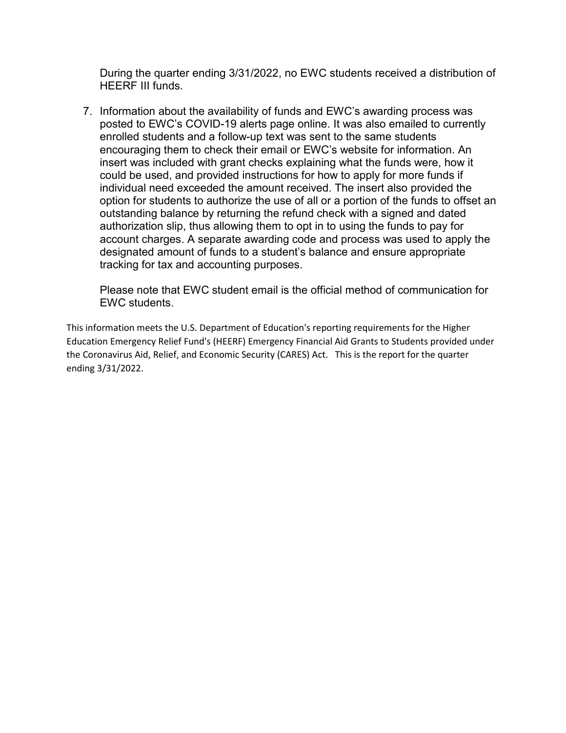During the quarter ending 3/31/2022, no EWC students received a distribution of HEERF III funds.

7. Information about the availability of funds and EWC's awarding process was posted to EWC's COVID-19 alerts page online. It was also emailed to currently enrolled students and a follow-up text was sent to the same students encouraging them to check their email or EWC's website for information. An insert was included with grant checks explaining what the funds were, how it could be used, and provided instructions for how to apply for more funds if individual need exceeded the amount received. The insert also provided the option for students to authorize the use of all or a portion of the funds to offset an outstanding balance by returning the refund check with a signed and dated authorization slip, thus allowing them to opt in to using the funds to pay for account charges. A separate awarding code and process was used to apply the designated amount of funds to a student's balance and ensure appropriate tracking for tax and accounting purposes.

   Please note that EWC student email is the official method of communication for EWC students.

This information meets the U.S. Department of Education's reporting requirements for the Higher Education Emergency Relief Fund's (HEERF) Emergency Financial Aid Grants to Students provided under the Coronavirus Aid, Relief, and Economic Security (CARES) Act. This is the report for the quarter ending 3/31/2022.